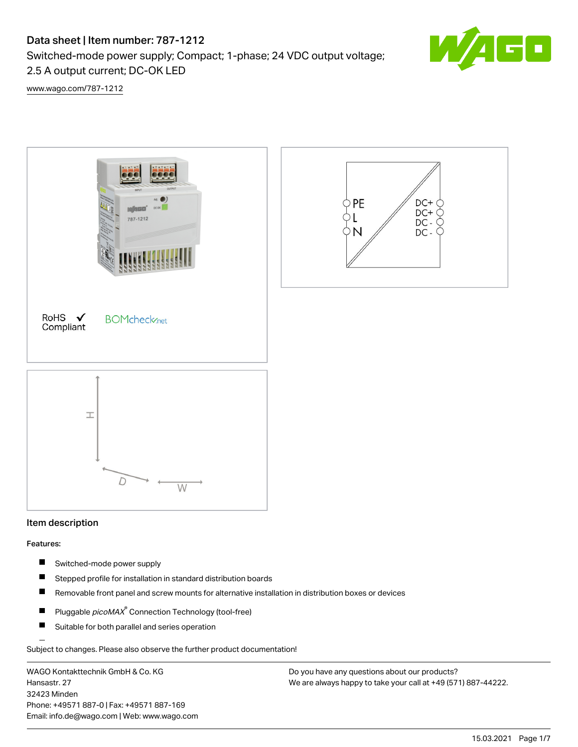# Data sheet | Item number: 787-1212

Switched-mode power supply; Compact; 1-phase; 24 VDC output voltage; 2.5 A output current; DC-OK LED

www.wago.com/787-1212

RoHS ✓ Compliant

BOMcheck.net

PE
L
N

DC+
DC+
DC -
DC -

H

D

W

## Item description

Features:

- Switched-mode power supply
- Stepped profile for installation in standard distribution boards
- Removable front panel and screw mounts for alternative installation in distribution boxes or devices
- Pluggable *picoMAX*® Connection Technology (tool-free)
- Suitable for both parallel and series operation

Subject to changes. Please also observe the further product documentation!

WAGO Kontakttechnik GmbH & Co. KG
Hansastr. 27
32423 Minden
Phone: +49571 887-0 | Fax: +49571 887-169
Email: info.de@wago.com | Web: www.wago.com

Do you have any questions about our products?
We are always happy to take your call at +49 (571) 887-44222.

15.03.2021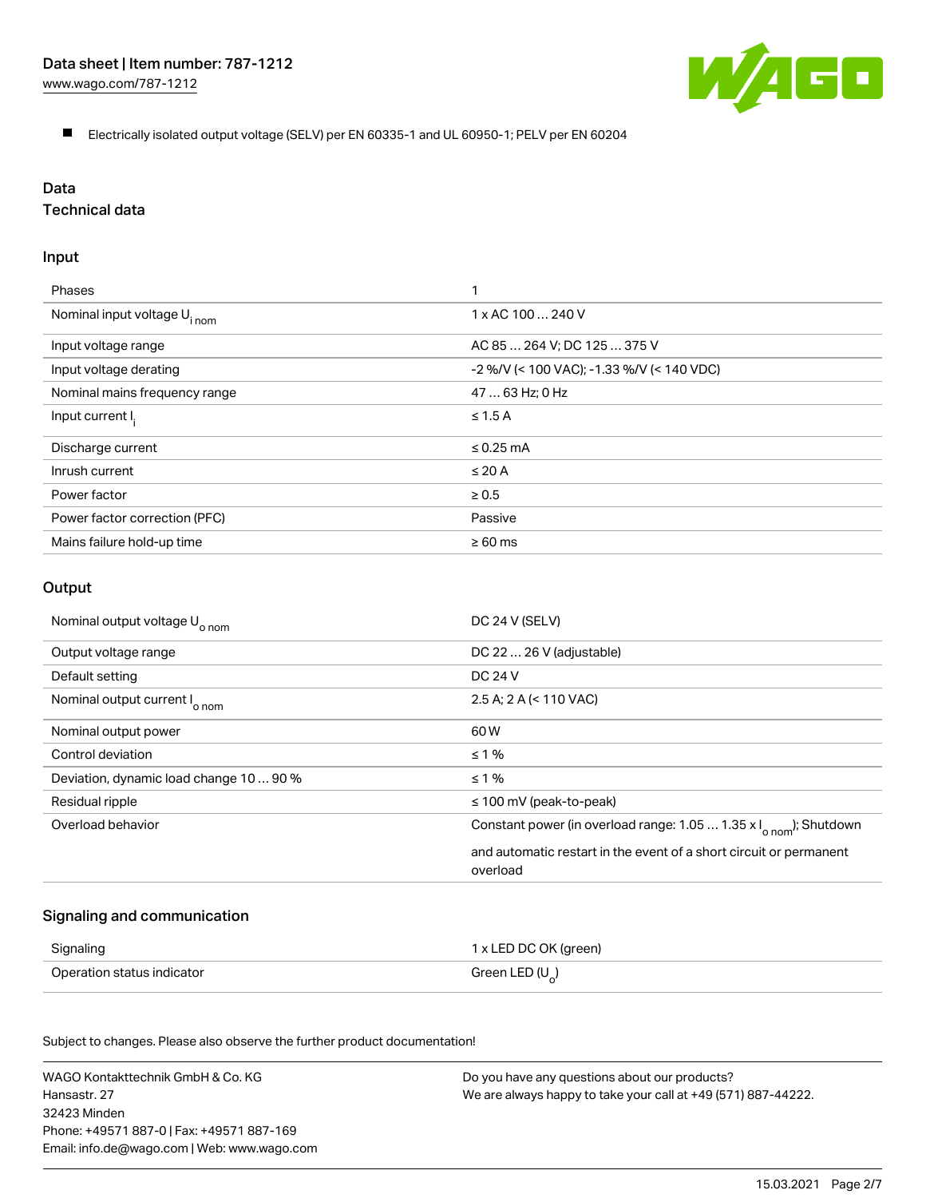- Electrically isolated output voltage (SELV) per EN 60335-1 and UL 60950-1; PELV per EN 60204

# Data

## Technical data

### Input

| | |
|---|---|
| Phases | 1 |
| Nominal input voltage $U_{i\ nom}$ | 1 x AC 100 … 240 V |
| Input voltage range | AC 85 … 264 V; DC 125 … 375 V |
| Input voltage derating | -2 %/V (< 100 VAC); -1.33 %/V (< 140 VDC) |
| Nominal mains frequency range | 47 … 63 Hz; 0 Hz |
| Input current $I_i$ | ≤ 1.5 A |
| Discharge current | ≤ 0.25 mA |
| Inrush current | ≤ 20 A |
| Power factor | ≥ 0.5 |
| Power factor correction (PFC) | Passive |
| Mains failure hold-up time | ≥ 60 ms |

### Output

| | |
|---|---|
| Nominal output voltage $U_{o\ nom}$ | DC 24 V (SELV) |
| Output voltage range | DC 22 … 26 V (adjustable) |
| Default setting | DC 24 V |
| Nominal output current $I_{o\ nom}$ | 2.5 A; 2 A (< 110 VAC) |
| Nominal output power | 60 W |
| Control deviation | ≤ 1 % |
| Deviation, dynamic load change 10 … 90 % | ≤ 1 % |
| Residual ripple | ≤ 100 mV (peak-to-peak) |
| Overload behavior | Constant power (in overload range: 1.05 … 1.35 x $I_{o\ nom}$); Shutdown and automatic restart in the event of a short circuit or permanent overload |

### Signaling and communication

| | |
|---|---|
| Signaling | 1 x LED DC OK (green) |
| Operation status indicator | Green LED ($U_o$) |

Subject to changes. Please also observe the further product documentation!

WAGO Kontakttechnik GmbH & Co. KG
Hansastr. 27
32423 Minden
Phone: +49571 887-0 | Fax: +49571 887-169
Email: info.de@wago.com | Web: www.wago.com

Do you have any questions about our products?
We are always happy to take your call at +49 (571) 887-44222.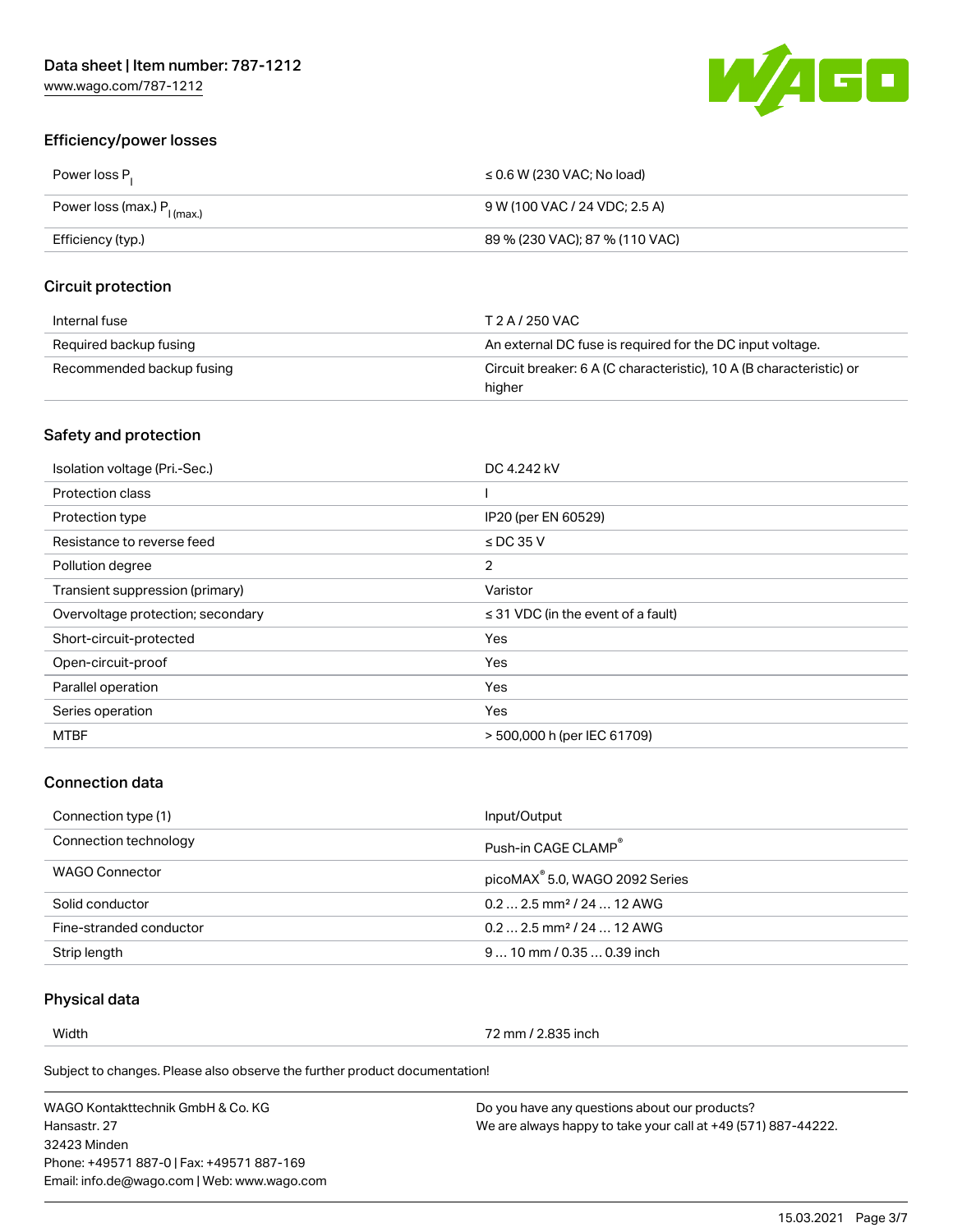## Efficiency/power losses

| | |
|---|---|
| Power loss $P_l$ | ≤ 0.6 W (230 VAC; No load) |
| Power loss (max.) $P_{l\,(max.)}$ | 9 W (100 VAC / 24 VDC; 2.5 A) |
| Efficiency (typ.) | 89 % (230 VAC); 87 % (110 VAC) |

## Circuit protection

| | |
|---|---|
| Internal fuse | T 2 A / 250 VAC |
| Required backup fusing | An external DC fuse is required for the DC input voltage. |
| Recommended backup fusing | Circuit breaker: 6 A (C characteristic), 10 A (B characteristic) or higher |

## Safety and protection

| | |
|---|---|
| Isolation voltage (Pri.-Sec.) | DC 4.242 kV |
| Protection class | I |
| Protection type | IP20 (per EN 60529) |
| Resistance to reverse feed | ≤ DC 35 V |
| Pollution degree | 2 |
| Transient suppression (primary) | Varistor |
| Overvoltage protection; secondary | ≤ 31 VDC (in the event of a fault) |
| Short-circuit-protected | Yes |
| Open-circuit-proof | Yes |
| Parallel operation | Yes |
| Series operation | Yes |
| MTBF | > 500,000 h (per IEC 61709) |

## Connection data

| | |
|---|---|
| Connection type (1) | Input/Output |
| Connection technology | Push-in CAGE CLAMP® |
| WAGO Connector | picoMAX® 5.0, WAGO 2092 Series |
| Solid conductor | 0.2 … 2.5 mm² / 24 … 12 AWG |
| Fine-stranded conductor | 0.2 … 2.5 mm² / 24 … 12 AWG |
| Strip length | 9 … 10 mm / 0.35 … 0.39 inch |

## Physical data

| | |
|---|---|
| Width | 72 mm / 2.835 inch |

Subject to changes. Please also observe the further product documentation!

WAGO Kontakttechnik GmbH & Co. KG
Hansastr. 27
32423 Minden
Phone: +49571 887-0 | Fax: +49571 887-169
Email: info.de@wago.com | Web: www.wago.com

Do you have any questions about our products?
We are always happy to take your call at +49 (571) 887-44222.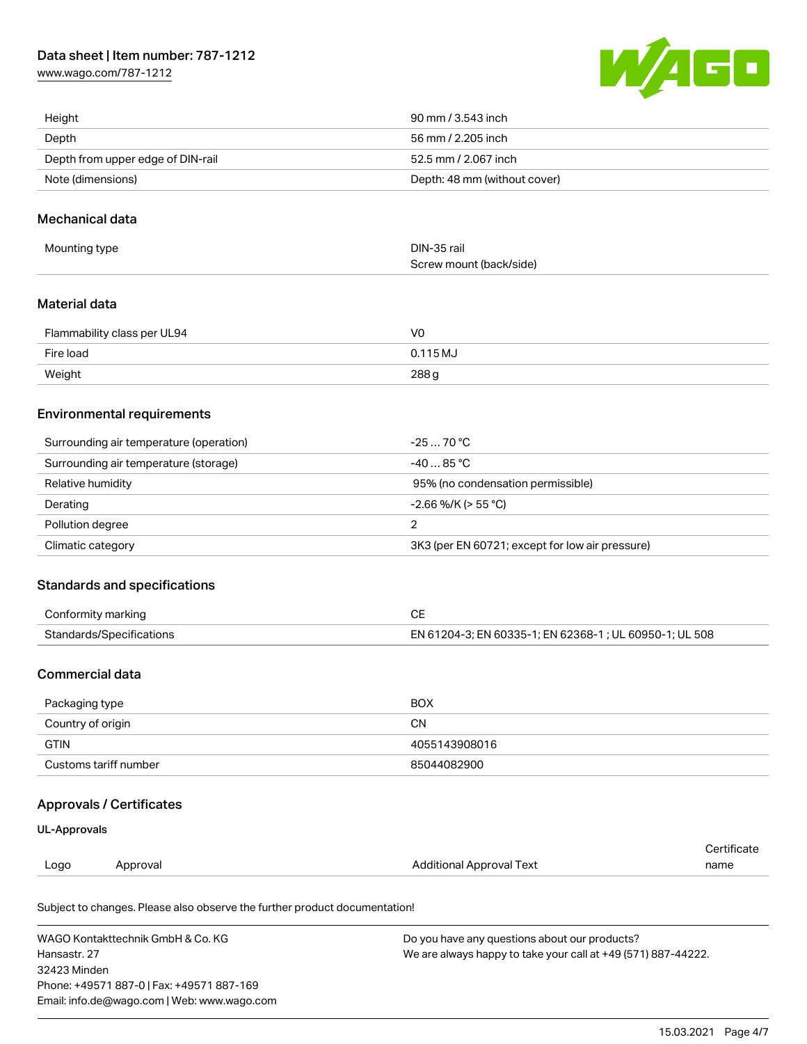| | |
|---|---|
| Height | 90 mm / 3.543 inch |
| Depth | 56 mm / 2.205 inch |
| Depth from upper edge of DIN-rail | 52.5 mm / 2.067 inch |
| Note (dimensions) | Depth: 48 mm (without cover) |

## Mechanical data

| | |
|---|---|
| Mounting type | DIN-35 rail<br>Screw mount (back/side) |

## Material data

| | |
|---|---|
| Flammability class per UL94 | V0 |
| Fire load | 0.115 MJ |
| Weight | 288 g |

## Environmental requirements

| | |
|---|---|
| Surrounding air temperature (operation) | -25 … 70 °C |
| Surrounding air temperature (storage) | -40 … 85 °C |
| Relative humidity | 95% (no condensation permissible) |
| Derating | -2.66 %/K (> 55 °C) |
| Pollution degree | 2 |
| Climatic category | 3K3 (per EN 60721; except for low air pressure) |

## Standards and specifications

| | |
|---|---|
| Conformity marking | CE |
| Standards/Specifications | EN 61204-3; EN 60335-1; EN 62368-1 ; UL 60950-1; UL 508 |

## Commercial data

| | |
|---|---|
| Packaging type | BOX |
| Country of origin | CN |
| GTIN | 4055143908016 |
| Customs tariff number | 85044082900 |

## Approvals / Certificates

### UL-Approvals

| Logo | Approval | Additional Approval Text | Certificate name |
|---|---|---|---|

Subject to changes. Please also observe the further product documentation!

WAGO Kontakttechnik GmbH & Co. KG
Hansastr. 27
32423 Minden
Phone: +49571 887-0 | Fax: +49571 887-169
Email: info.de@wago.com | Web: www.wago.com

Do you have any questions about our products?
We are always happy to take your call at +49 (571) 887-44222.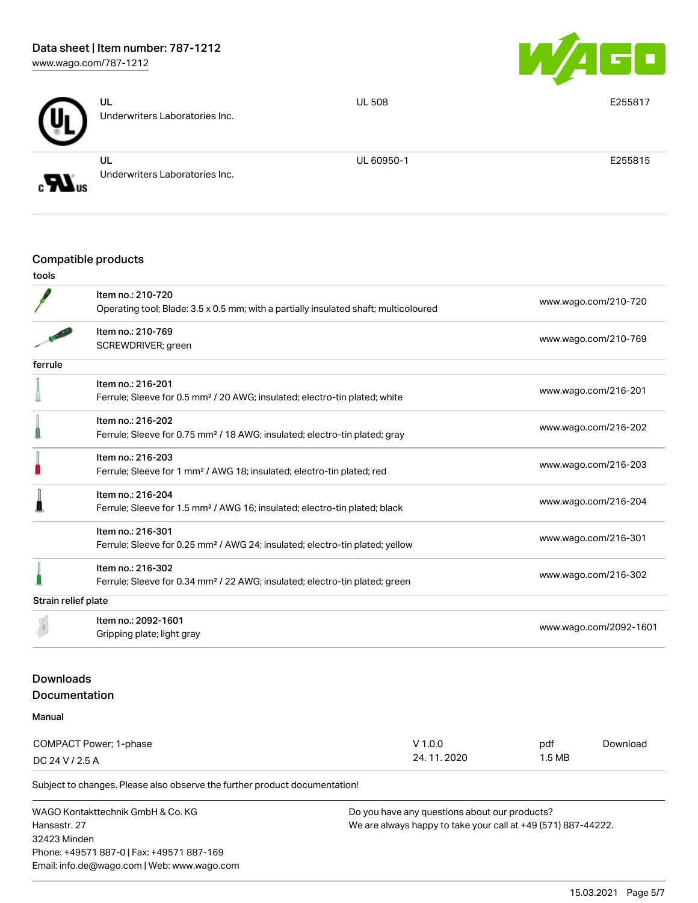| | | | |
|---|---|---|---|
| | UL<br>Underwriters Laboratories Inc. | UL 508 | E255817 |
| | UL<br>Underwriters Laboratories Inc. | UL 60950-1 | E255815 |

## Compatible products

| tools | | |
|---|---|---|
| | Item no.: 210-720<br>Operating tool; Blade: 3.5 x 0.5 mm; with a partially insulated shaft; multicoloured | www.wago.com/210-720 |
| | Item no.: 210-769<br>SCREWDRIVER; green | www.wago.com/210-769 |
| **ferrule** | | |
| | Item no.: 216-201<br>Ferrule; Sleeve for 0.5 mm² / 20 AWG; insulated; electro-tin plated; white | www.wago.com/216-201 |
| | Item no.: 216-202<br>Ferrule; Sleeve for 0.75 mm² / 18 AWG; insulated; electro-tin plated; gray | www.wago.com/216-202 |
| | Item no.: 216-203<br>Ferrule; Sleeve for 1 mm² / AWG 18; insulated; electro-tin plated; red | www.wago.com/216-203 |
| | Item no.: 216-204<br>Ferrule; Sleeve for 1.5 mm² / AWG 16; insulated; electro-tin plated; black | www.wago.com/216-204 |
| | Item no.: 216-301<br>Ferrule; Sleeve for 0.25 mm² / AWG 24; insulated; electro-tin plated; yellow | www.wago.com/216-301 |
| | Item no.: 216-302<br>Ferrule; Sleeve for 0.34 mm² / 22 AWG; insulated; electro-tin plated; green | www.wago.com/216-302 |
| **Strain relief plate** | | |
| | Item no.: 2092-1601<br>Gripping plate; light gray | www.wago.com/2092-1601 |

## Downloads

### Documentation

**Manual**

| | | | |
|---|---|---|---|
| COMPACT Power; 1-phase<br>DC 24 V / 2.5 A | V 1.0.0<br>24. 11. 2020 | pdf<br>1.5 MB | Download |

Subject to changes. Please also observe the further product documentation!

WAGO Kontakttechnik GmbH & Co. KG
Hansastr. 27
32423 Minden
Phone: +49571 887-0 | Fax: +49571 887-169
Email: info.de@wago.com | Web: www.wago.com

Do you have any questions about our products?
We are always happy to take your call at +49 (571) 887-44222.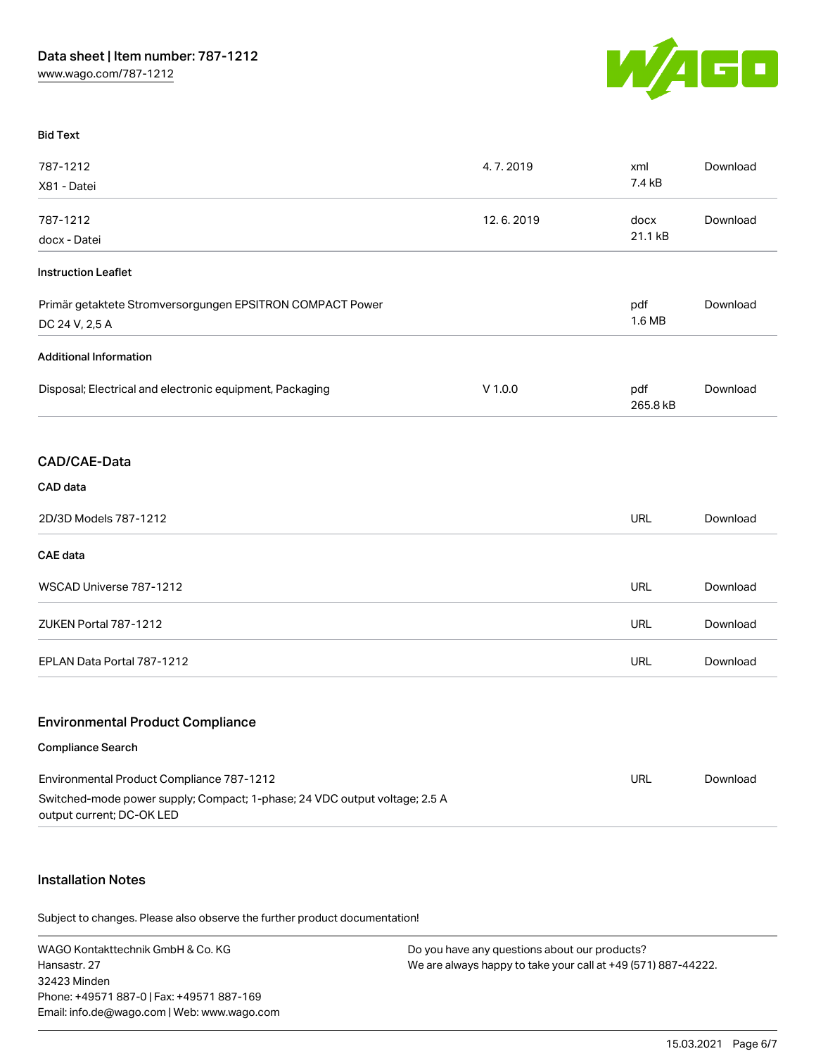#### Bid Text

| | | | |
|---|---|---|---|
| 787-1212<br>X81 - Datei | 4. 7. 2019 | xml<br>7.4 kB | Download |
| 787-1212<br>docx - Datei | 12. 6. 2019 | docx<br>21.1 kB | Download |

#### Instruction Leaflet

| | | | |
|---|---|---|---|
| Primär getaktete Stromversorgungen EPSITRON COMPACT Power DC 24 V, 2,5 A | | pdf<br>1.6 MB | Download |

#### Additional Information

| | | | |
|---|---|---|---|
| Disposal; Electrical and electronic equipment, Packaging | V 1.0.0 | pdf<br>265.8 kB | Download |

## CAD/CAE-Data

#### CAD data

| | | |
|---|---|---|
| 2D/3D Models 787-1212 | URL | Download |

#### CAE data

| | | |
|---|---|---|
| WSCAD Universe 787-1212 | URL | Download |
| ZUKEN Portal 787-1212 | URL | Download |
| EPLAN Data Portal 787-1212 | URL | Download |

## Environmental Product Compliance

#### Compliance Search

| | | |
|---|---|---|
| Environmental Product Compliance 787-1212<br>Switched-mode power supply; Compact; 1-phase; 24 VDC output voltage; 2.5 A output current; DC-OK LED | URL | Download |

## Installation Notes

Subject to changes. Please also observe the further product documentation!

WAGO Kontakttechnik GmbH & Co. KG
Hansastr. 27
32423 Minden
Phone: +49571 887-0 | Fax: +49571 887-169
Email: info.de@wago.com | Web: www.wago.com

Do you have any questions about our products?
We are always happy to take your call at +49 (571) 887-44222.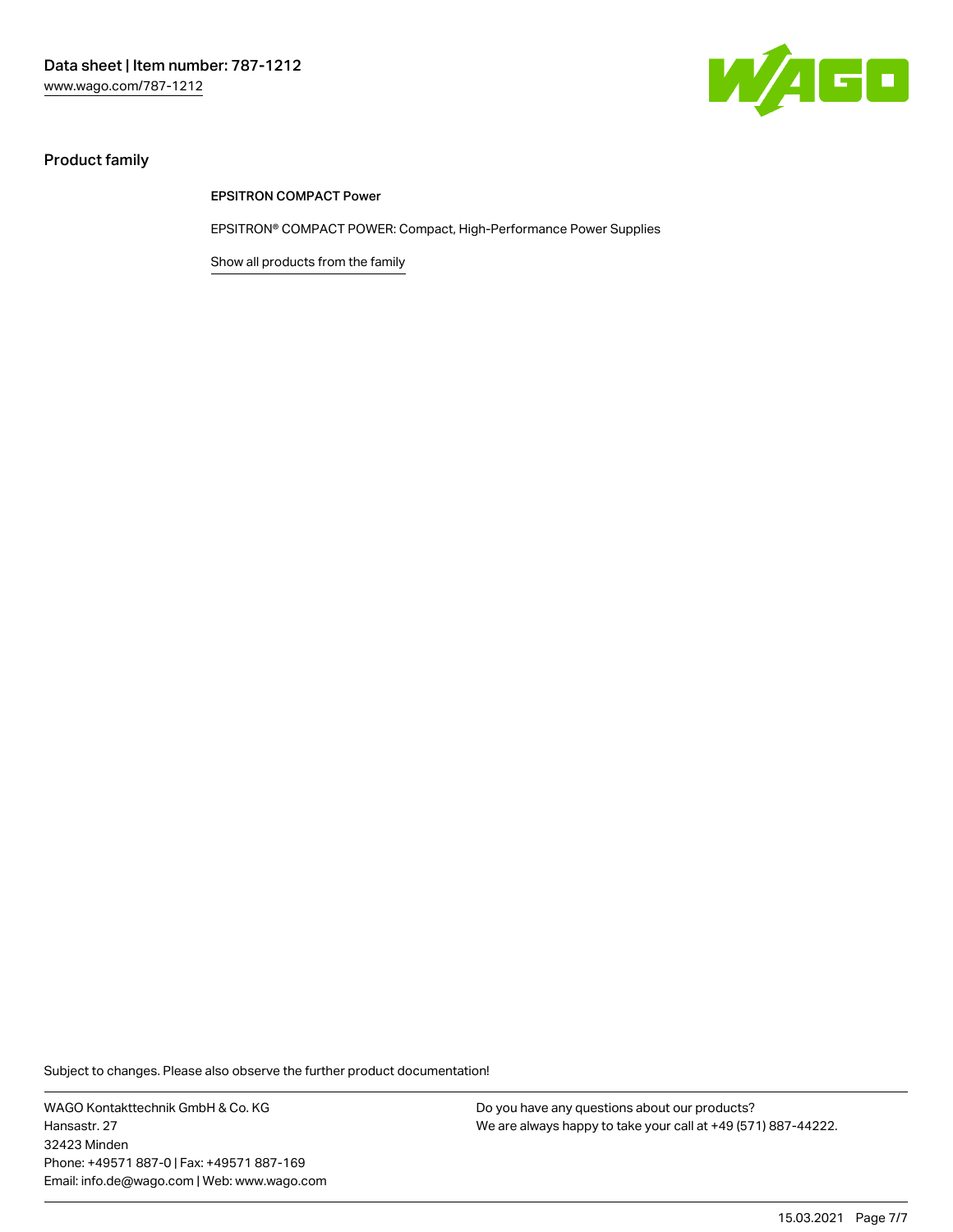## Product family

**EPSITRON COMPACT Power**

EPSITRON® COMPACT POWER: Compact, High-Performance Power Supplies

Show all products from the family

Subject to changes. Please also observe the further product documentation!

WAGO Kontakttechnik GmbH & Co. KG
Hansastr. 27
32423 Minden
Phone: +49571 887-0 | Fax: +49571 887-169
Email: info.de@wago.com | Web: www.wago.com

Do you have any questions about our products?
We are always happy to take your call at +49 (571) 887-44222.